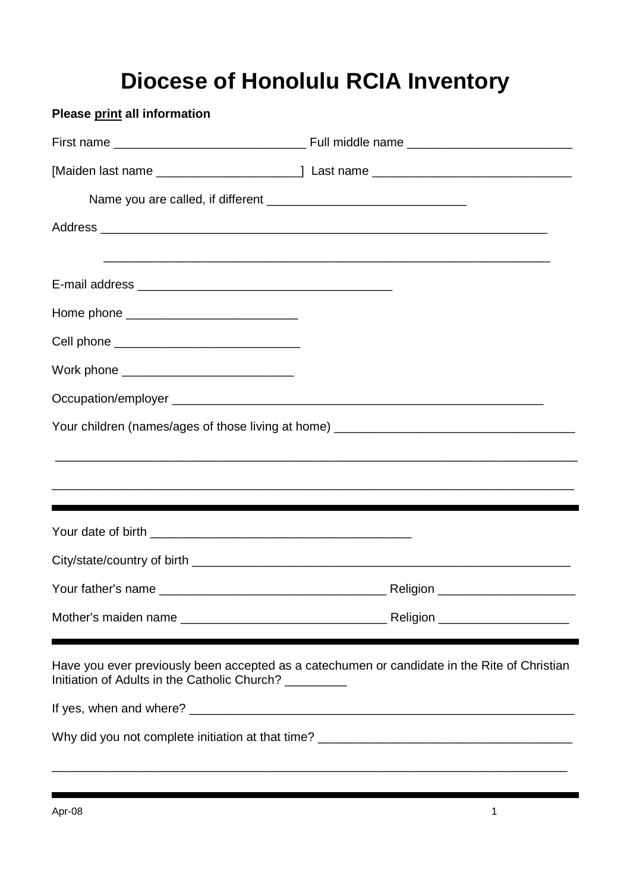# Diocese of Honolulu RCIA Inventory

**Please <u>print</u> all information**

First name ___________________________ Full middle name _______________________

[Maiden last name ____________________] Last name ____________________________

Name you are called, if different ____________________________

Address ______________________________________________________________________

______________________________________________________________________

E-mail address ___________________________________

Home phone ________________________

Cell phone __________________________

Work phone ________________________

Occupation/employer ____________________________________________________

Your children (names/ages of those living at home) ___________________________________

________________________________________________________________________________

________________________________________________________________________________

---

Your date of birth ____________________________________

City/state/country of birth _________________________________________________________

Your father's name ________________________________ Religion ___________________

Mother's maiden name _____________________________ Religion __________________

---

Have you ever previously been accepted as a catechumen or candidate in the Rite of Christian Initiation of Adults in the Catholic Church? _________

If yes, when and where? ___________________________________________________________

Why did you not complete initiation at that time? ____________________________________

________________________________________________________________________________

---

Apr-08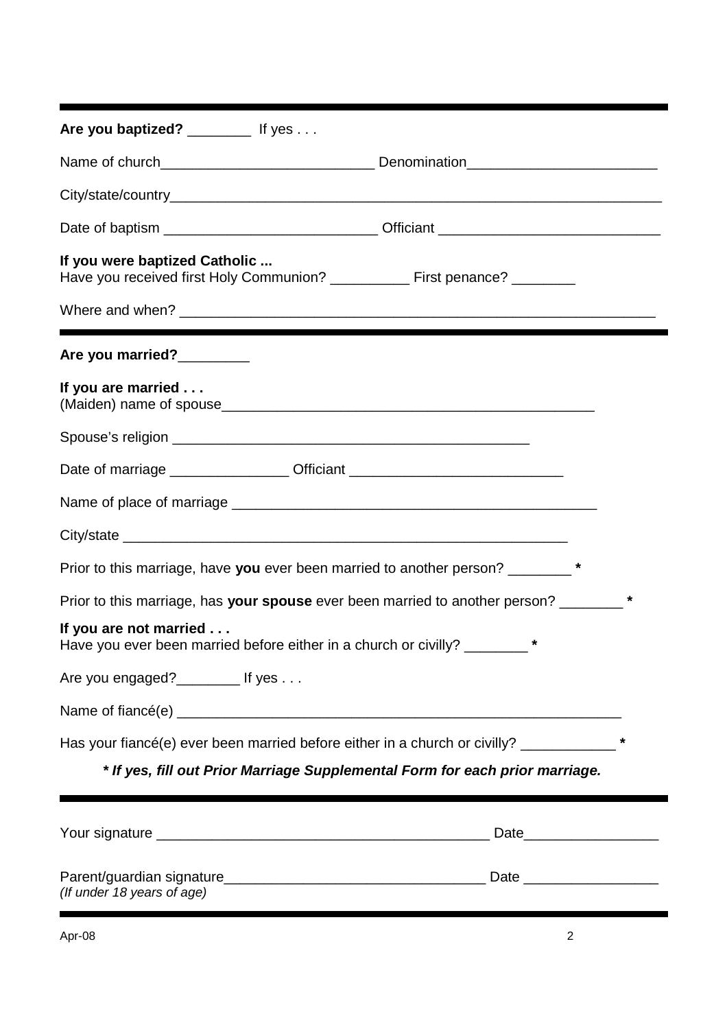---

**Are you baptized?** ________ If yes . . .

Name of church___________________________ Denomination________________________

City/state/country_________________________________________________________________

Date of baptism ___________________________ Officiant ___________________________

**If you were baptized Catholic ...**
Have you received first Holy Communion? __________ First penance? ________

Where and when? ____________________________________________________________

---

**Are you married?**_________

**If you are married . . .**
(Maiden) name of spouse_______________________________________________

Spouse's religion ______________________________________________

Date of marriage _______________ Officiant ___________________________

Name of place of marriage _______________________________________________

City/state __________________________________________________________

Prior to this marriage, have **you** ever been married to another person? ________ *

Prior to this marriage, has **your spouse** ever been married to another person? ________ *

**If you are not married . . .**
Have you ever been married before either in a church or civilly? ________ *

Are you engaged?________ If yes . . .

Name of fiancé(e) _________________________________________________________

Has your fiancé(e) ever been married before either in a church or civilly? ____________ *

***\* If yes, fill out Prior Marriage Supplemental Form for each prior marriage.***

---

Your signature ___________________________________________ Date_________________

Parent/guardian signature_________________________________ Date _________________
*(If under 18 years of age)*

---

Apr-08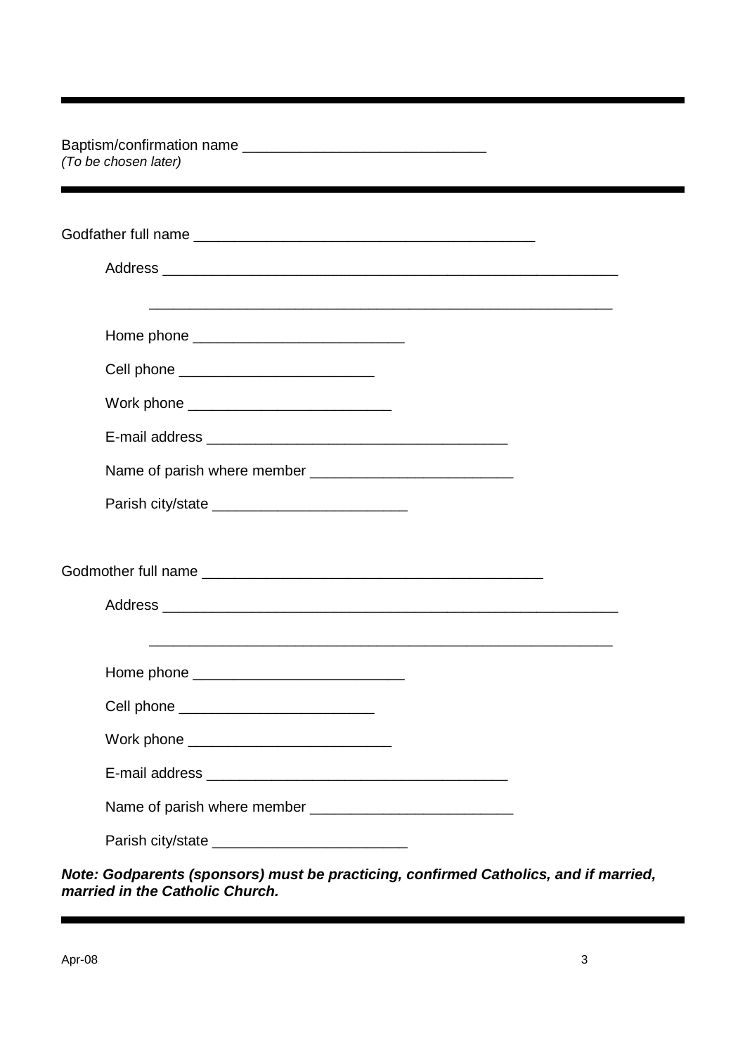---

Baptism/confirmation name ______________________________
*(To be chosen later)*

---

Godfather full name __________________________________________

Address ________________________________________________________

________________________________________________________

Home phone __________________________

Cell phone ________________________

Work phone _________________________

E-mail address _____________________________________

Name of parish where member _________________________

Parish city/state ________________________

Godmother full name __________________________________________

Address ________________________________________________________

________________________________________________________

Home phone __________________________

Cell phone ________________________

Work phone _________________________

E-mail address _____________________________________

Name of parish where member _________________________

Parish city/state ________________________

***Note: Godparents (sponsors) must be practicing, confirmed Catholics, and if married, married in the Catholic Church.***

---

Apr-08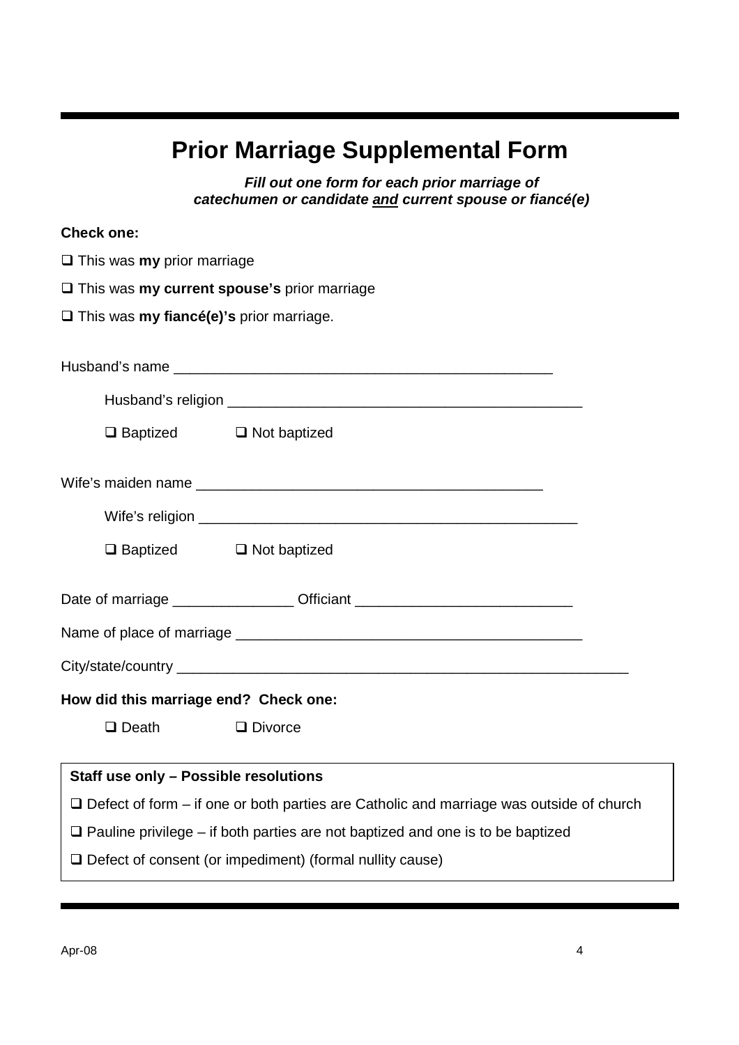# Prior Match Supplemental Form

# Prior Marriage Supplemental Form

***Fill out one form for each prior marriage of catechumen or candidate and current spouse or fiancé(e)***

**Check one:**

❑ This was **my** prior marriage

❑ This was **my current spouse's** prior marriage

❑ This was **my fiancé(e)'s** prior marriage.

Husband's name ______________________________________________

Husband's religion ____________________________________________

❑ Baptized ❑ Not baptized

Wife's maiden name ___________________________________________

Wife's religion _______________________________________________

❑ Baptized ❑ Not baptized

Date of marriage _______________ Officiant __________________________

Name of place of marriage ___________________________________________

City/state/country ________________________________________________________

**How did this marriage end? Check one:**

❑ Death ❑ Divorce

**Staff use only – Possible resolutions**

❑ Defect of form – if one or both parties are Catholic and marriage was outside of church

❑ Pauline privilege – if both parties are not baptized and one is to be baptized

❑ Defect of consent (or impediment) (formal nullity cause)